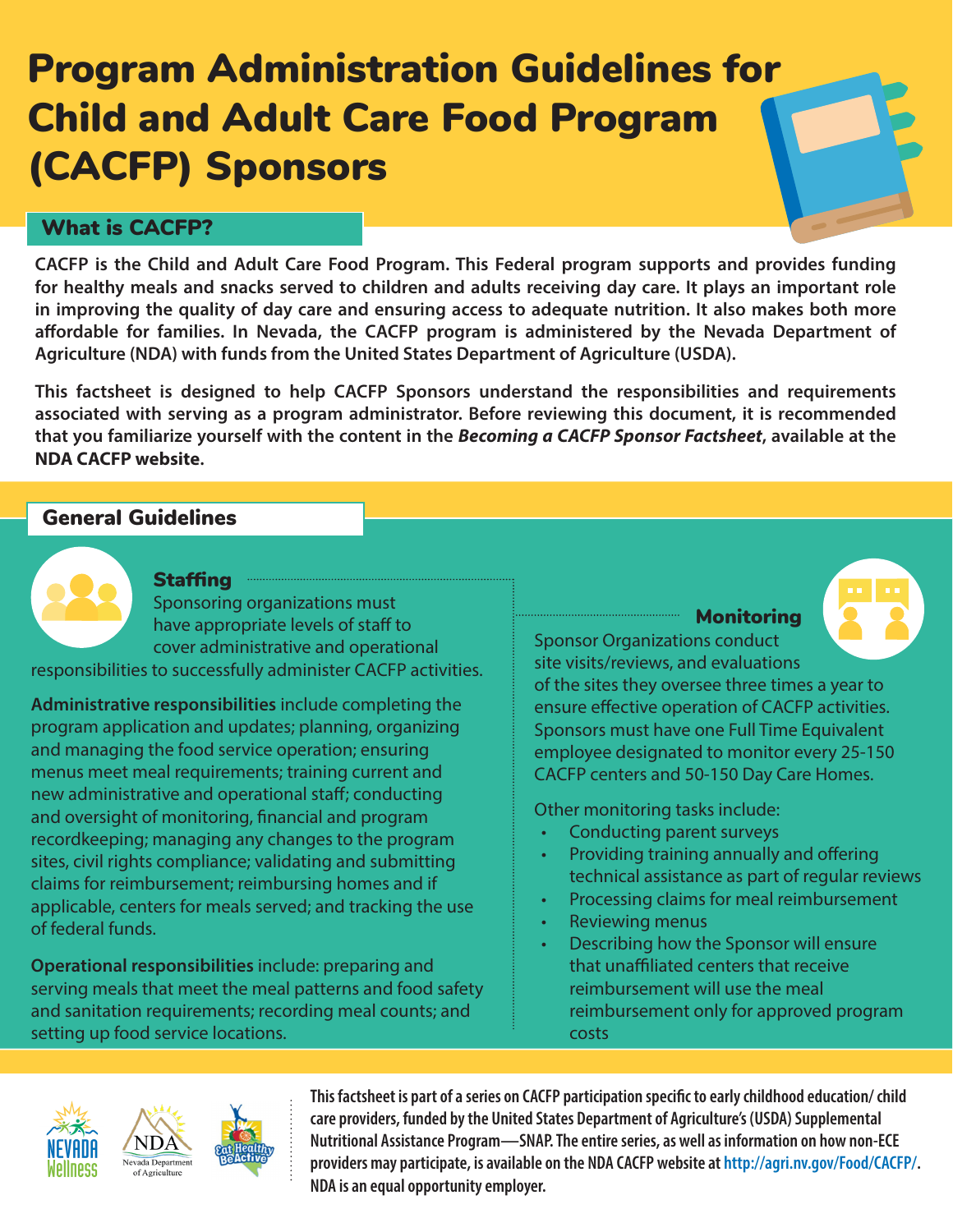# Program Administration Guidelines for Child and Adult Care Food Program (CACFP) Sponsors

## What is CACFP?

**CACFP is the Child and Adult Care Food Program. This Federal program supports and provides funding for healthy meals and snacks served to children and adults receiving day care. It plays an important role in improving the quality of day care and ensuring access to adequate nutrition. It also makes both more affordable for families. In Nevada, the CACFP program is administered by the Nevada Department of Agriculture (NDA) with funds from the United States Department of Agriculture (USDA).**

**This factsheet is designed to help CACFP Sponsors understand the responsibilities and requirements associated with serving as a program administrator. Before reviewing this document, it is recommended that you familiarize yourself with the content in the *Becoming a CACFP Sponsor Factsheet*, available at the NDA CACFP website.**

## General Guidelines

### Staffing

Sponsoring organizations must have appropriate levels of staff to cover administrative and operational responsibilities to successfully administer CACFP activities.

**Administrative responsibilities** include completing the program application and updates; planning, organizing and managing the food service operation; ensuring menus meet meal requirements; training current and new administrative and operational staff; conducting and oversight of monitoring, financial and program recordkeeping; managing any changes to the program sites, civil rights compliance; validating and submitting claims for reimbursement; reimbursing homes and if applicable, centers for meals served; and tracking the use of federal funds.

**Operational responsibilities** include: preparing and serving meals that meet the meal patterns and food safety and sanitation requirements; recording meal counts; and setting up food service locations.

### Monitoring

Sponsor Organizations conduct site visits/reviews, and evaluations of the sites they oversee three times a year to ensure effective operation of CACFP activities. Sponsors must have one Full Time Equivalent employee designated to monitor every 25-150 CACFP centers and 50-150 Day Care Homes.

Other monitoring tasks include:

- Conducting parent surveys
- Providing training annually and offering technical assistance as part of regular reviews
- Processing claims for meal reimbursement
- Reviewing menus
- Describing how the Sponsor will ensure that unaffiliated centers that receive reimbursement will use the meal reimbursement only for approved program costs

**This factsheet is part of a series on CACFP participation specific to early childhood education/ child care providers, funded by the United States Department of Agriculture's (USDA) Supplemental Nutritional Assistance Program—SNAP. The entire series, as well as information on how non-ECE providers may participate, is available on the NDA CACFP website at http://agri.nv.gov/Food/CACFP/. NDA is an equal opportunity employer.**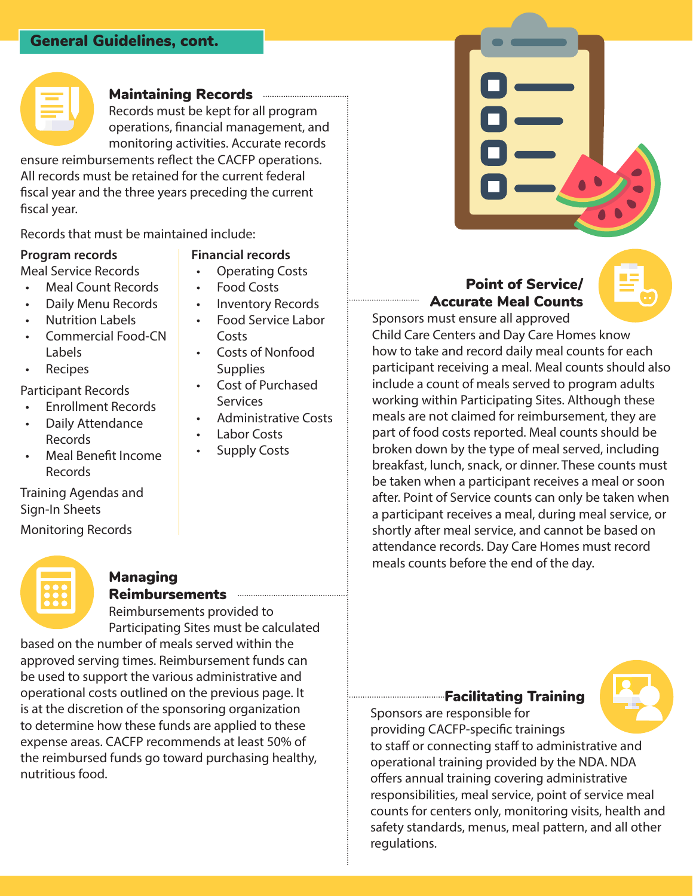## General Guidelines, cont.

### Maintaining Records

Records must be kept for all program operations, financial management, and monitoring activities. Accurate records ensure reimbursements reflect the CACFP operations. All records must be retained for the current federal fiscal year and the three years preceding the current fiscal year.

Records that must be maintained include:

**Program records**

Meal Service Records

- Meal Count Records
- Daily Menu Records
- Nutrition Labels
- Commercial Food-CN Labels
- Recipes

Participant Records

- Enrollment Records
- Daily Attendance Records
- Meal Benefit Income Records

Training Agendas and Sign-In Sheets

Monitoring Records

**Financial records**

- Operating Costs
- Food Costs
- Inventory Records
- Food Service Labor Costs
- Costs of Nonfood Supplies
- Cost of Purchased Services
- Administrative Costs
- Labor Costs
- Supply Costs

### Managing Reimbursements

Reimbursements provided to Participating Sites must be calculated based on the number of meals served within the approved serving times. Reimbursement funds can be used to support the various administrative and operational costs outlined on the previous page. It is at the discretion of the sponsoring organization to determine how these funds are applied to these expense areas. CACFP recommends at least 50% of the reimbursed funds go toward purchasing healthy, nutritious food.

### Point of Service/ Accurate Meal Counts

Sponsors must ensure all approved Child Care Centers and Day Care Homes know how to take and record daily meal counts for each participant receiving a meal. Meal counts should also include a count of meals served to program adults working within Participating Sites. Although these meals are not claimed for reimbursement, they are part of food costs reported. Meal counts should be broken down by the type of meal served, including breakfast, lunch, snack, or dinner. These counts must be taken when a participant receives a meal or soon after. Point of Service counts can only be taken when a participant receives a meal, during meal service, or shortly after meal service, and cannot be based on attendance records. Day Care Homes must record meals counts before the end of the day.

### Facilitating Training

Sponsors are responsible for providing CACFP-specific trainings to staff or connecting staff to administrative and operational training provided by the NDA. NDA offers annual training covering administrative responsibilities, meal service, point of service meal counts for centers only, monitoring visits, health and safety standards, menus, meal pattern, and all other regulations.